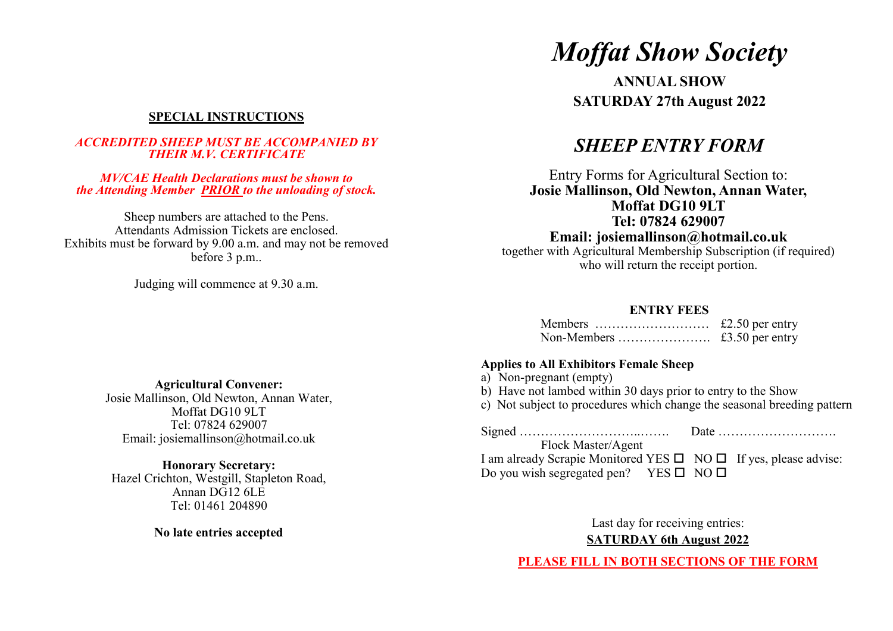## SPECIAL INSTRUCTIONS

***ACCREDITED SHEEP MUST BE ACCOMPANIED BY THEIR M.V. CERTIFICATE***

***MV/CAE Health Declarations must be shown to the Attending Member PRIOR to the unloading of stock.***

Sheep numbers are attached to the Pens.
Attendants Admission Tickets are enclosed.
Exhibits must be forward by 9.00 a.m. and may not be removed before 3 p.m..

Judging will commence at 9.30 a.m.

**Agricultural Convener:**
Josie Mallinson, Old Newton, Annan Water,
Moffat DG10 9LT
Tel: 07824 629007
Email: josiemallinson@hotmail.co.uk

**Honorary Secretary:**
Hazel Crichton, Westgill, Stapleton Road,
Annan DG12 6LE
Tel: 01461 204890

**No late entries accepted**

# *Moffat Show Society*

**ANNUAL SHOW**
**SATURDAY 27th August 2022**

## *SHEEP ENTRY FORM*

Entry Forms for Agricultural Section to:
**Josie Mallinson, Old Newton, Annan Water,**
**Moffat DG10 9LT**
**Tel: 07824 629007**
**Email: josiemallinson@hotmail.co.uk**
together with Agricultural Membership Subscription (if required) who will return the receipt portion.

**ENTRY FEES**

Members ……………………… £2.50 per entry
Non-Members …………………. £3.50 per entry

**Applies to All Exhibitors Female Sheep**

a) Non-pregnant (empty)
b) Have not lambed within 30 days prior to entry to the Show
c) Not subject to procedures which change the seasonal breeding pattern

Signed …………………………..……. Date ……………………….
Flock Master/Agent

I am already Scrapie Monitored YES ☐ NO ☐ If yes, please advise:
Do you wish segregated pen? YES ☐ NO ☐

Last day for receiving entries:
**SATURDAY 6th August 2022**

**PLEASE FILL IN BOTH SECTIONS OF THE FORM**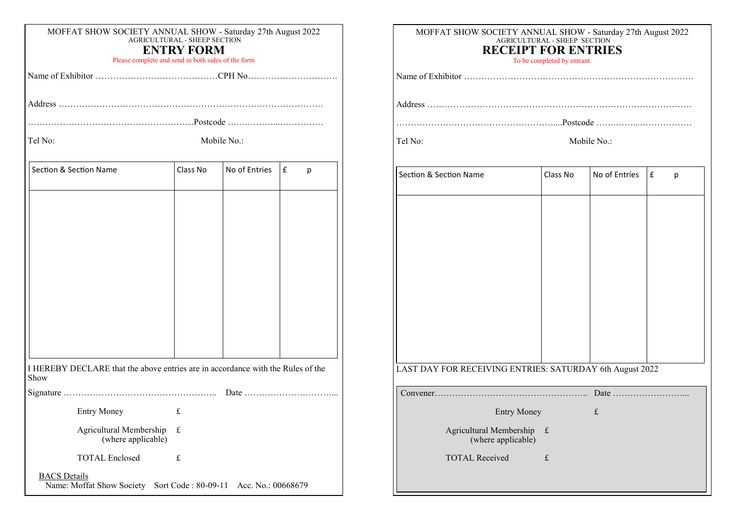MOFFAT SHOW SOCIETY ANNUAL SHOW - Saturday 27th August 2022

AGRICULTURAL - SHEEP SECTION

# ENTRY FORM

Please complete and send in both sides of the form

Name of Exhibitor ……………………………………CPH No………………………….

Address …………………………………………………………………………….

……………………………………………….....Postcode …….……....……………

Tel No: Mobile No.:

| Section & Section Name | Class No | No of Entries | £ p |
|---|---|---|---|
| | | | |

I HEREBY DECLARE that the above entries are in accordance with the Rules of the Show

Signature …………………………………………….. Date …………………………...

Entry Money £

Agricultural Membership (where applicable) £

TOTAL Enclosed £

BACS Details

Name: Moffat Show Society Sort Code : 80-09-11 Acc. No.: 00668679

MOFFAT SHOW SOCIETY ANNUAL SHOW - Saturday 27th August 2022

AGRICULTURAL - SHEEP SECTION

# RECEIPT FOR ENTRIES

To be completed by entrant.

Name of Exhibitor ……………………………………………………………………….

Address …………………………………………………………………………….

……………………………………………….....Postcode …….……....……………

Tel No: Mobile No.:

| Section & Section Name | Class No | No of Entries | £ p |
|---|---|---|---|
| | | | |

LAST DAY FOR RECEIVING ENTRIES: SATURDAY 6th August 2022

Convener…………………………………………….. Date ……………………...

Entry Money £

Agricultural Membership (where applicable) £

TOTAL Received £